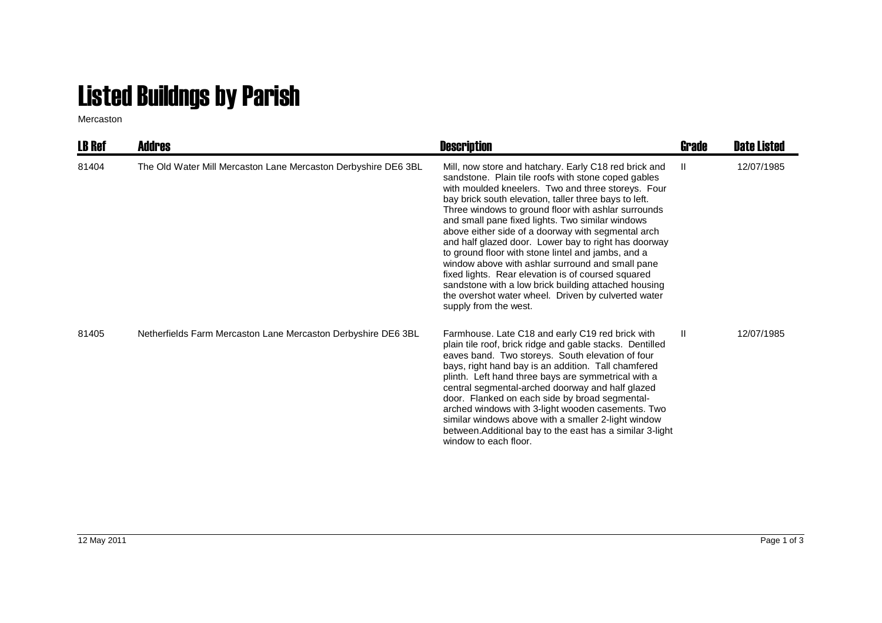# Listed Buildngs by Parish

Mercaston

| LB Ref | Addres | Description | Grade | Date Listed |
|---|---|---|---|---|
| 81404 | The Old Water Mill Mercaston Lane Mercaston Derbyshire DE6 3BL | Mill, now store and hatchary. Early C18 red brick and sandstone. Plain tile roofs with stone coped gables with moulded kneelers. Two and three storeys. Four bay brick south elevation, taller three bays to left. Three windows to ground floor with ashlar surrounds and small pane fixed lights. Two similar windows above either side of a doorway with segmental arch and half glazed door. Lower bay to right has doorway to ground floor with stone lintel and jambs, and a window above with ashlar surround and small pane fixed lights. Rear elevation is of coursed squared sandstone with a low brick building attached housing the overshot water wheel. Driven by culverted water supply from the west. | II | 12/07/1985 |
| 81405 | Netherfields Farm Mercaston Lane Mercaston Derbyshire DE6 3BL | Farmhouse. Late C18 and early C19 red brick with plain tile roof, brick ridge and gable stacks. Dentilled eaves band. Two storeys. South elevation of four bays, right hand bay is an addition. Tall chamfered plinth. Left hand three bays are symmetrical with a central segmental-arched doorway and half glazed door. Flanked on each side by broad segmental-arched windows with 3-light wooden casements. Two similar windows above with a smaller 2-light window between.Additional bay to the east has a similar 3-light window to each floor. | II | 12/07/1985 |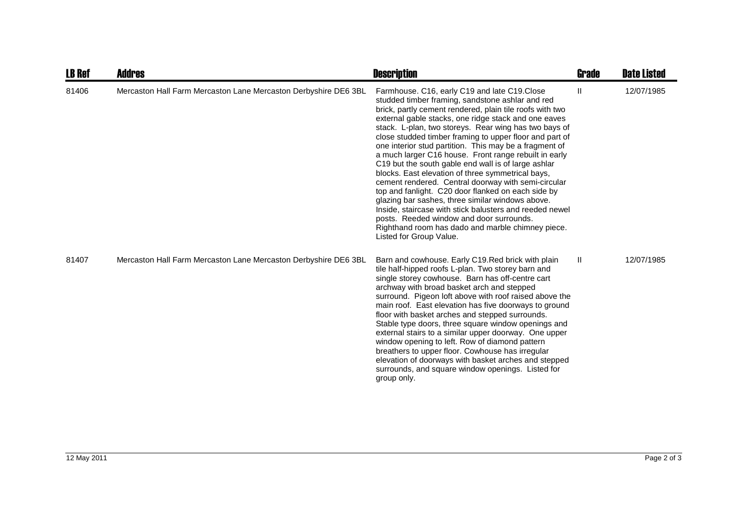| LB Ref | Addres | Description | Grade | Date Listed |
| --- | --- | --- | --- | --- |
| 81406 | Mercaston Hall Farm Mercaston Lane Mercaston Derbyshire DE6 3BL | Farmhouse. C16, early C19 and late C19.Close studded timber framing, sandstone ashlar and red brick, partly cement rendered, plain tile roofs with two external gable stacks, one ridge stack and one eaves stack. L-plan, two storeys. Rear wing has two bays of close studded timber framing to upper floor and part of one interior stud partition. This may be a fragment of a much larger C16 house. Front range rebuilt in early C19 but the south gable end wall is of large ashlar blocks. East elevation of three symmetrical bays, cement rendered. Central doorway with semi-circular top and fanlight. C20 door flanked on each side by glazing bar sashes, three similar windows above. Inside, staircase with stick balusters and reeded newel posts. Reeded window and door surrounds. Righthand room has dado and marble chimney piece. Listed for Group Value. | II | 12/07/1985 |
| 81407 | Mercaston Hall Farm Mercaston Lane Mercaston Derbyshire DE6 3BL | Barn and cowhouse. Early C19.Red brick with plain tile half-hipped roofs L-plan. Two storey barn and single storey cowhouse. Barn has off-centre cart archway with broad basket arch and stepped surround. Pigeon loft above with roof raised above the main roof. East elevation has five doorways to ground floor with basket arches and stepped surrounds. Stable type doors, three square window openings and external stairs to a similar upper doorway. One upper window opening to left. Row of diamond pattern breathers to upper floor. Cowhouse has irregular elevation of doorways with basket arches and stepped surrounds, and square window openings. Listed for group only. | II | 12/07/1985 |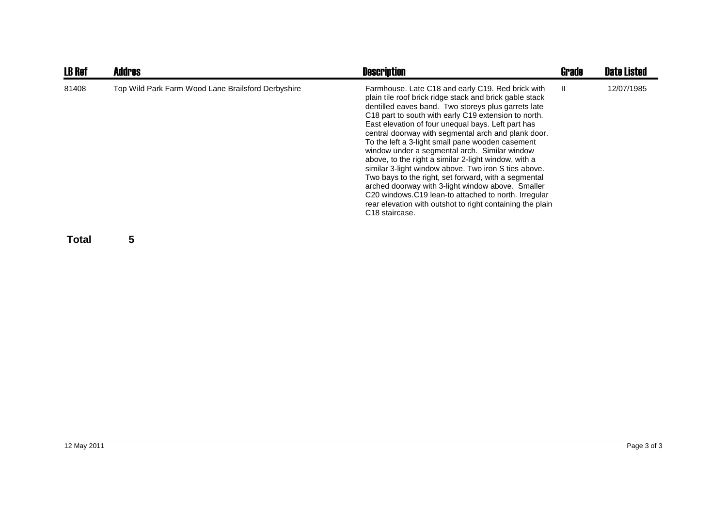| LB Ref | Addres | Description | Grade | Date Listed |
|---|---|---|---|---|
| 81408 | Top Wild Park Farm Wood Lane Brailsford Derbyshire | Farmhouse. Late C18 and early C19. Red brick with plain tile roof brick ridge stack and brick gable stack dentilled eaves band. Two storeys plus garrets late C18 part to south with early C19 extension to north. East elevation of four unequal bays. Left part has central doorway with segmental arch and plank door. To the left a 3-light small pane wooden casement window under a segmental arch. Similar window above, to the right a similar 2-light window, with a similar 3-light window above. Two iron S ties above. Two bays to the right, set forward, with a segmental arched doorway with 3-light window above. Smaller C20 windows.C19 lean-to attached to north. Irregular rear elevation with outshot to right containing the plain C18 staircase. | II | 12/07/1985 |

**Total** **5**

12 May 2011